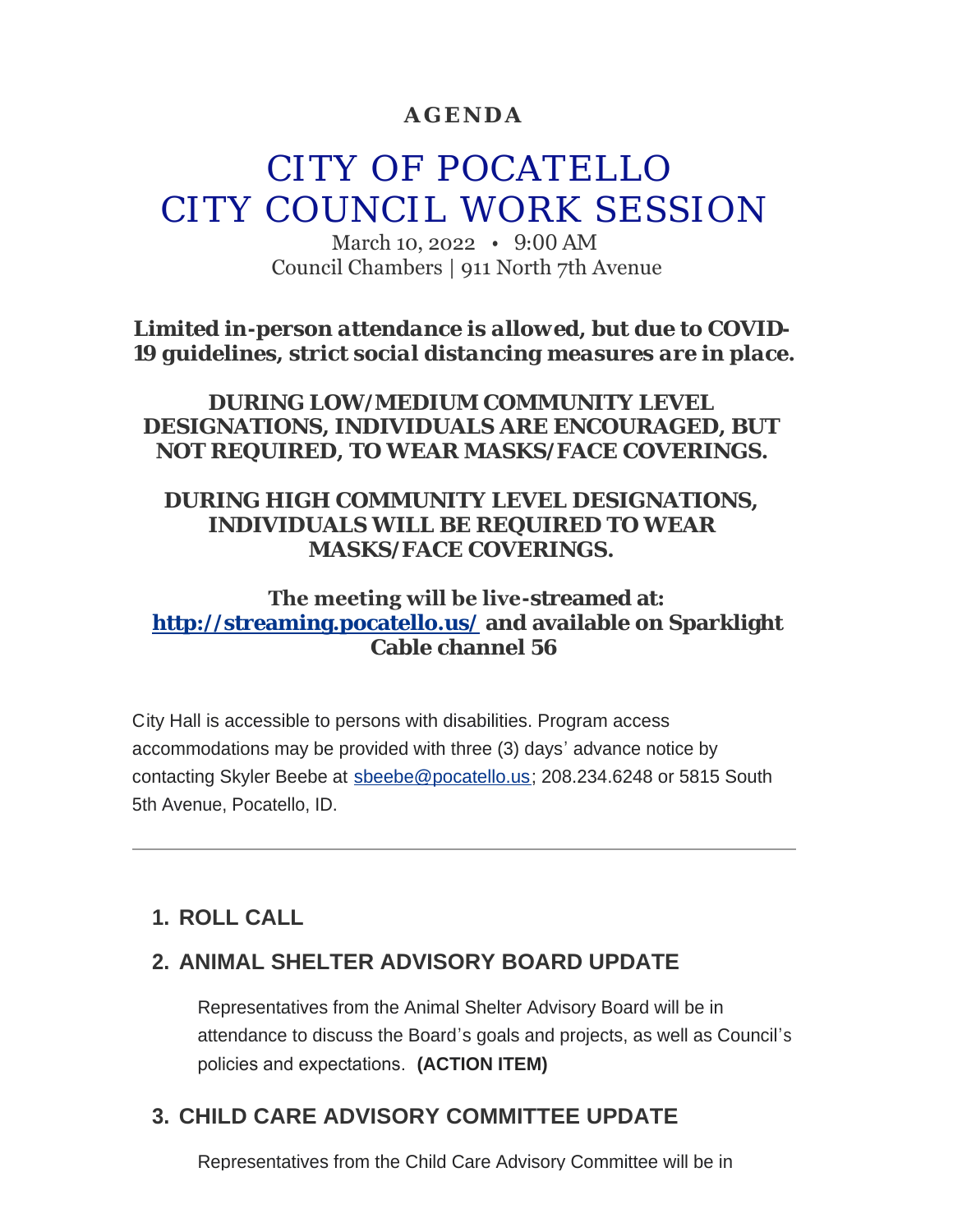**AGENDA**

# CITY OF POCATELLO
# CITY COUNCIL WORK SESSION

March 10, 2022 • 9:00 AM
Council Chambers | 911 North 7th Avenue

***Limited in-person attendance is allowed, but due to COVID-19 guidelines, strict social distancing measures are in place.***

**DURING LOW/MEDIUM COMMUNITY LEVEL DESIGNATIONS, INDIVIDUALS ARE ENCOURAGED, BUT NOT REQUIRED, TO WEAR MASKS/FACE COVERINGS.**

**DURING HIGH COMMUNITY LEVEL DESIGNATIONS, INDIVIDUALS WILL BE REQUIRED TO WEAR MASKS/FACE COVERINGS.**

**The meeting will be live-streamed at: http://streaming.pocatello.us/ and available on Sparklight Cable channel 56**

City Hall is accessible to persons with disabilities. Program access accommodations may be provided with three (3) days' advance notice by contacting Skyler Beebe at sbeebe@pocatello.us; 208.234.6248 or 5815 South 5th Avenue, Pocatello, ID.

---

## 1. ROLL CALL

## 2. ANIMAL SHELTER ADVISORY BOARD UPDATE

Representatives from the Animal Shelter Advisory Board will be in attendance to discuss the Board's goals and projects, as well as Council's policies and expectations. **(ACTION ITEM)**

## 3. CHILD CARE ADVISORY COMMITTEE UPDATE

Representatives from the Child Care Advisory Committee will be in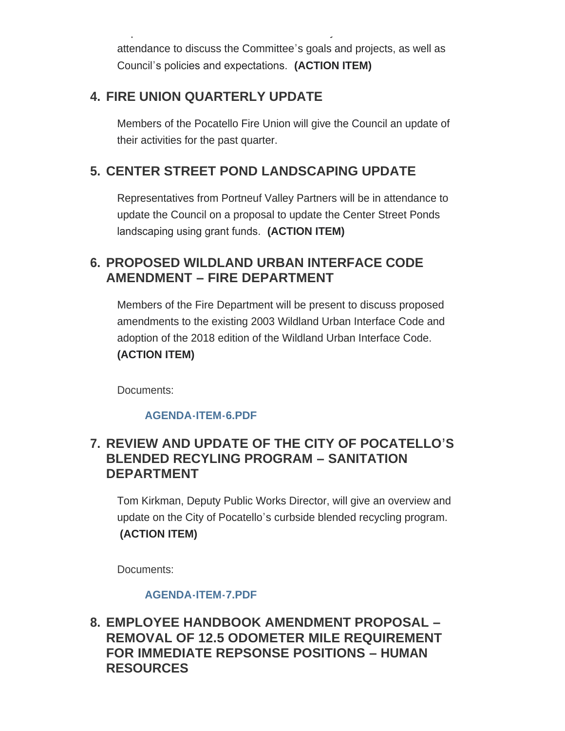attendance to discuss the Committee's goals and projects, as well as Council's policies and expectations. **(ACTION ITEM)**

## 4. FIRE UNION QUARTERLY UPDATE

Members of the Pocatello Fire Union will give the Council an update of their activities for the past quarter.

## 5. CENTER STREET POND LANDSCAPING UPDATE

Representatives from Portneuf Valley Partners will be in attendance to update the Council on a proposal to update the Center Street Ponds landscaping using grant funds. **(ACTION ITEM)**

## 6. PROPOSED WILDLAND URBAN INTERFACE CODE AMENDMENT – FIRE DEPARTMENT

Members of the Fire Department will be present to discuss proposed amendments to the existing 2003 Wildland Urban Interface Code and adoption of the 2018 edition of the Wildland Urban Interface Code. **(ACTION ITEM)**

Documents:

**AGENDA-ITEM-6.PDF**

## 7. REVIEW AND UPDATE OF THE CITY OF POCATELLO'S BLENDED RECYLING PROGRAM – SANITATION DEPARTMENT

Tom Kirkman, Deputy Public Works Director, will give an overview and update on the City of Pocatello's curbside blended recycling program. **(ACTION ITEM)**

Documents:

**AGENDA-ITEM-7.PDF**

## 8. EMPLOYEE HANDBOOK AMENDMENT PROPOSAL – REMOVAL OF 12.5 ODOMETER MILE REQUIREMENT FOR IMMEDIATE REPSONSE POSITIONS – HUMAN RESOURCES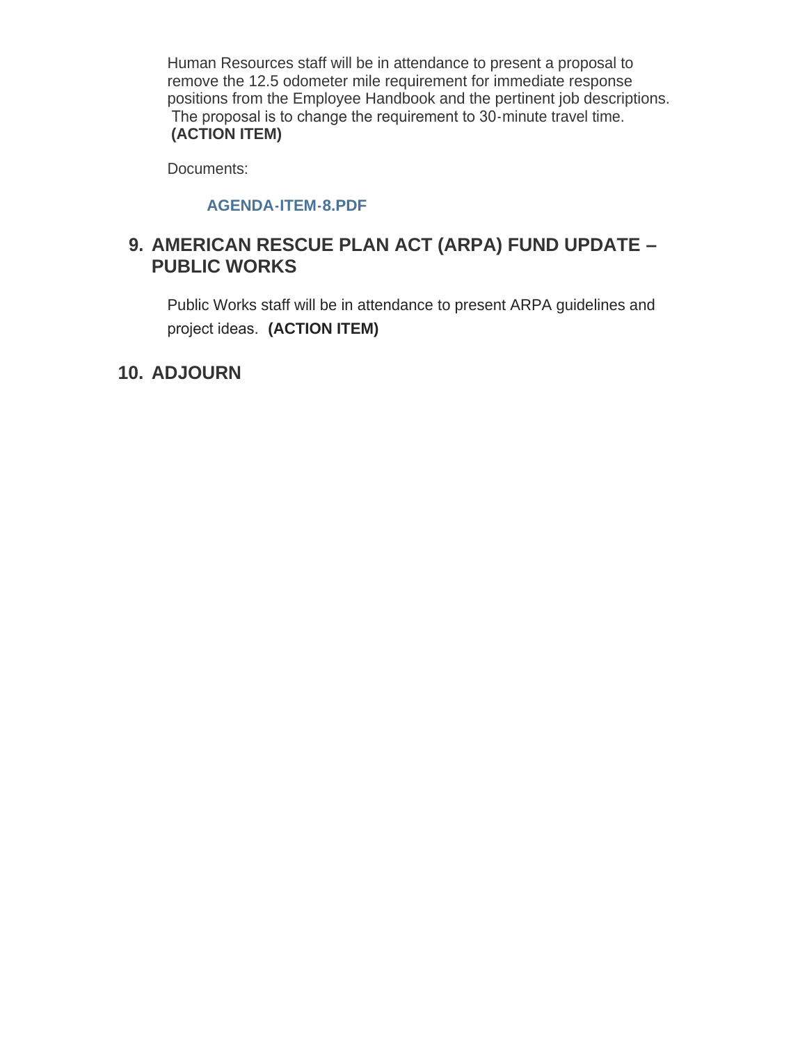Human Resources staff will be in attendance to present a proposal to remove the 12.5 odometer mile requirement for immediate response positions from the Employee Handbook and the pertinent job descriptions. The proposal is to change the requirement to 30-minute travel time. **(ACTION ITEM)**

Documents:

**AGENDA-ITEM-8.PDF**

## 9. AMERICAN RESCUE PLAN ACT (ARPA) FUND UPDATE – PUBLIC WORKS

Public Works staff will be in attendance to present ARPA guidelines and project ideas. **(ACTION ITEM)**

## 10. ADJOURN